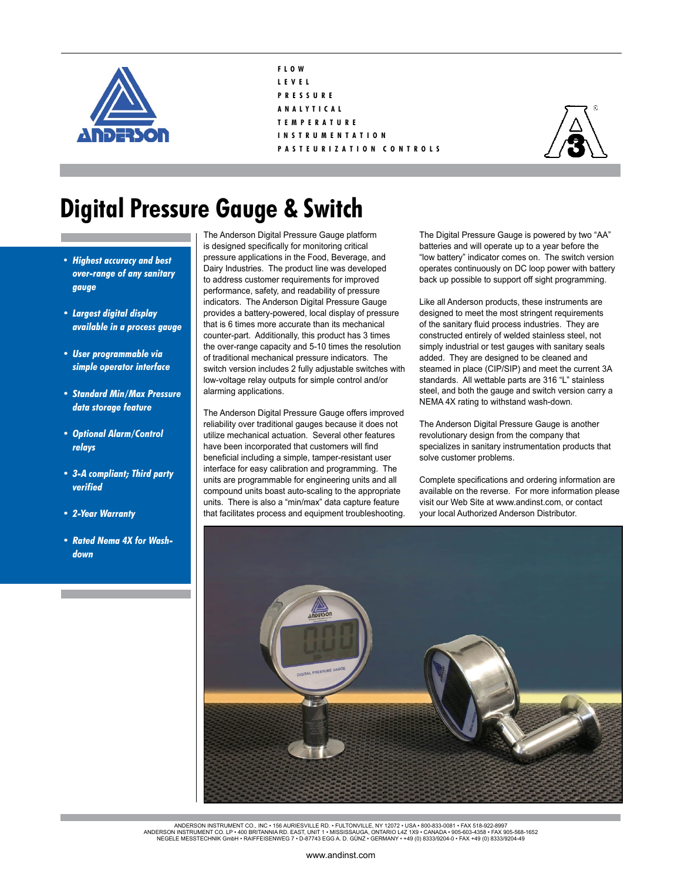FLOW
LEVEL
PRESSURE
ANALYTICAL
TEMPERATURE
INSTRUMENTATION
PASTEURIZATION CONTROLS

# Digital Pressure Gauge & Switch

- ***Highest accuracy and best over-range of any sanitary gauge***
- ***Largest digital display available in a process gauge***
- ***User programmable via simple operator interface***
- ***Standard Min/Max Pressure data storage feature***
- ***Optional Alarm/Control relays***
- ***3-A compliant; Third party verified***
- ***2-Year Warranty***
- ***Rated Nema 4X for Wash-down***

The Anderson Digital Pressure Gauge platform is designed specifically for monitoring critical pressure applications in the Food, Beverage, and Dairy Industries. The product line was developed to address customer requirements for improved performance, safety, and readability of pressure indicators. The Anderson Digital Pressure Gauge provides a battery-powered, local display of pressure that is 6 times more accurate than its mechanical counter-part. Additionally, this product has 3 times the over-range capacity and 5-10 times the resolution of traditional mechanical pressure indicators. The switch version includes 2 fully adjustable switches with low-voltage relay outputs for simple control and/or alarming applications.

The Anderson Digital Pressure Gauge offers improved reliability over traditional gauges because it does not utilize mechanical actuation. Several other features have been incorporated that customers will find beneficial including a simple, tamper-resistant user interface for easy calibration and programming. The units are programmable for engineering units and all compound units boast auto-scaling to the appropriate units. There is also a "min/max" data capture feature that facilitates process and equipment troubleshooting.

The Digital Pressure Gauge is powered by two "AA" batteries and will operate up to a year before the "low battery" indicator comes on. The switch version operates continuously on DC loop power with battery back up possible to support off sight programming.

Like all Anderson products, these instruments are designed to meet the most stringent requirements of the sanitary fluid process industries. They are constructed entirely of welded stainless steel, not simply industrial or test gauges with sanitary seals added. They are designed to be cleaned and steamed in place (CIP/SIP) and meet the current 3A standards. All wettable parts are 316 "L" stainless steel, and both the gauge and switch version carry a NEMA 4X rating to withstand wash-down.

The Anderson Digital Pressure Gauge is another revolutionary design from the company that specializes in sanitary instrumentation products that solve customer problems.

Complete specifications and ordering information are available on the reverse. For more information please visit our Web Site at www.andinst.com, or contact your local Authorized Anderson Distributor.

ANDERSON INSTRUMENT CO., INC • 156 AURIESVILLE RD. • FULTONVILLE, NY 12072 • USA • 800-833-0081 • FAX 518-922-8997
ANDERSON INSTRUMENT CO. LP • 400 BRITANNIA RD. EAST, UNIT 1 • MISSISSAUGA, ONTARIO L4Z 1X9 • CANADA • 905-603-4358 • FAX 905-568-1652
NEGELE MESSTECHNIK GmbH • RAIFFEISENWEG 7 • D-87743 EGG A. D. GÜNZ • GERMANY • +49 (0) 8333/9204-0 • FAX +49 (0) 8333/9204-49

www.andinst.com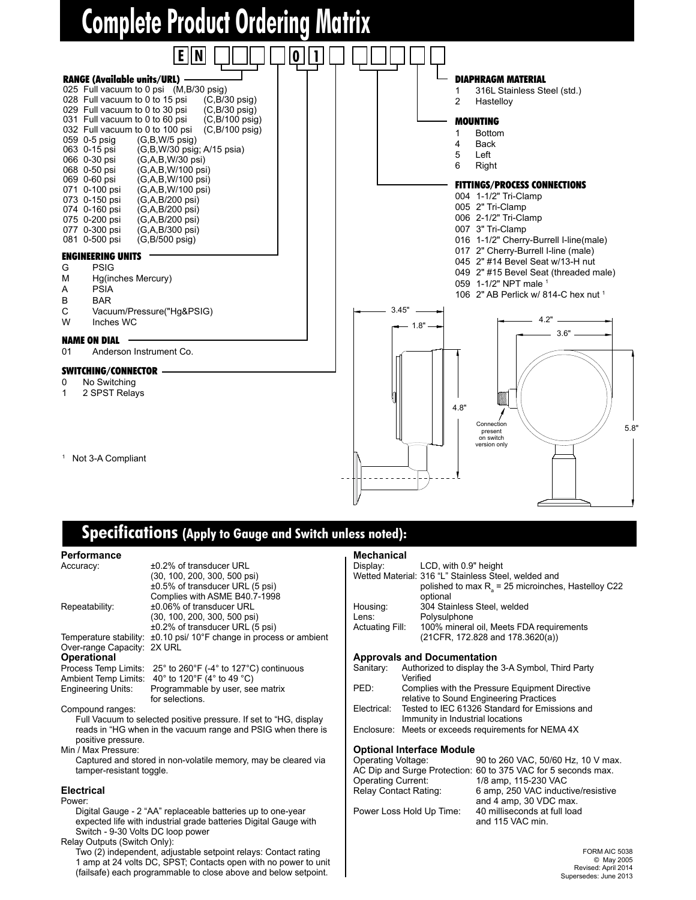# Complete Product Ordering Matrix

E N [ ][ ][ ] [ ] 0 1 [ ] [ ][ ][ ] [ ] [ ]

**RANGE (Available units/URL)**

| | | |
|---|---|---|
| 025 | Full vacuum to 0 psi | (M,B/30 psig) |
| 028 | Full vacuum to 0 to 15 psi | (C,B/30 psig) |
| 029 | Full vacuum to 0 to 30 psi | (C,B/30 psig) |
| 031 | Full vacuum to 0 to 60 psi | (C,B/100 psig) |
| 032 | Full vacuum to 0 to 100 psi | (C,B/100 psig) |
| 059 | 0-5 psig | (G,B,W/5 psig) |
| 063 | 0-15 psi | (G,B,W/30 psig; A/15 psia) |
| 066 | 0-30 psi | (G,A,B,W/30 psi) |
| 068 | 0-50 psi | (G,A,B,W/100 psi) |
| 069 | 0-60 psi | (G,A,B,W/100 psi) |
| 071 | 0-100 psi | (G,A,B,W/100 psi) |
| 073 | 0-150 psi | (G,A,B/200 psi) |
| 074 | 0-160 psi | (G,A,B/200 psi) |
| 075 | 0-200 psi | (G,A,B/200 psi) |
| 077 | 0-300 psi | (G,A,B/300 psi) |
| 081 | 0-500 psi | (G,B/500 psig) |

**ENGINEERING UNITS**

- G PSIG
- M Hg(inches Mercury)
- A PSIA
- B BAR
- C Vacuum/Pressure("Hg&PSIG)
- W Inches WC

**NAME ON DIAL**

- 01 Anderson Instrument Co.

**SWITCHING/CONNECTOR**

- 0 No Switching
- 1 2 SPST Relays

**DIAPHRAGM MATERIAL**

- 1 316L Stainless Steel (std.)
- 2 Hastelloy

**MOUNTING**

- 1 Bottom
- 4 Back
- 5 Left
- 6 Right

**FITTINGS/PROCESS CONNECTIONS**

- 004 1-1/2" Tri-Clamp
- 005 2" Tri-Clamp
- 006 2-1/2" Tri-Clamp
- 007 3" Tri-Clamp
- 016 1-1/2" Cherry-Burrell I-line(male)
- 017 2" Cherry-Burrell I-line (male)
- 045 2" #14 Bevel Seat w/13-H nut
- 049 2" #15 Bevel Seat (threaded male)
- 059 1-1/2" NPT male [1]
- 106 2" AB Perlick w/ 814-C hex nut [1]

3.45"
1.8"
4.8"
4.2"
3.6"
5.8"
Connection present on switch version only

[1] Not 3-A Compliant

# Specifications (Apply to Gauge and Switch unless noted):

### Performance

Accuracy: ±0.2% of transducer URL (30, 100, 200, 300, 500 psi) ±0.5% of transducer URL (5 psi) Complies with ASME B40.7-1998

Repeatability: ±0.06% of transducer URL (30, 100, 200, 300, 500 psi) ±0.2% of transducer URL (5 psi)

Temperature stability: ±0.10 psi/ 10°F change in process or ambient

Over-range Capacity: 2X URL

### Operational

Process Temp Limits: 25° to 260°F (-4° to 127°C) continuous

Ambient Temp Limits: 40° to 120°F (4° to 49 °C)

Engineering Units: Programmable by user, see matrix for selections.

Compound ranges:
Full Vacuum to selected positive pressure. If set to "HG, display reads in "HG when in the vacuum range and PSIG when there is positive pressure.

Min / Max Pressure:
Captured and stored in non-volatile memory, may be cleared via tamper-resistant toggle.

### Electrical

Power:
Digital Gauge - 2 "AA" replaceable batteries up to one-year expected life with industrial grade batteries Digital Gauge with Switch - 9-30 Volts DC loop power

Relay Outputs (Switch Only):
Two (2) independent, adjustable setpoint relays: Contact rating 1 amp at 24 volts DC, SPST; Contacts open with no power to unit (failsafe) each programmable to close above and below setpoint.

### Mechanical

Display: LCD, with 0.9" height

Wetted Material: 316 "L" Stainless Steel, welded and polished to max $R_a$ = 25 microinches, Hastelloy C22 optional

Housing: 304 Stainless Steel, welded

Lens: Polysulphone

Actuating Fill: 100% mineral oil, Meets FDA requirements (21CFR, 172.828 and 178.3620(a))

### Approvals and Documentation

Sanitary: Authorized to display the 3-A Symbol, Third Party Verified

PED: Complies with the Pressure Equipment Directive relative to Sound Engineering Practices

Electrical: Tested to IEC 61326 Standard for Emissions and Immunity in Industrial locations

Enclosure: Meets or exceeds requirements for NEMA 4X

### Optional Interface Module

Operating Voltage: 90 to 260 VAC, 50/60 Hz, 10 V max.

AC Dip and Surge Protection: 60 to 375 VAC for 5 seconds max.

Operating Current: 1/8 amp, 115-230 VAC

Relay Contact Rating: 6 amp, 250 VAC inductive/resistive and 4 amp, 30 VDC max.

Power Loss Hold Up Time: 40 milliseconds at full load and 115 VAC min.

FORM AIC 5038
© May 2005
Revised: April 2014
Supersedes: June 2013